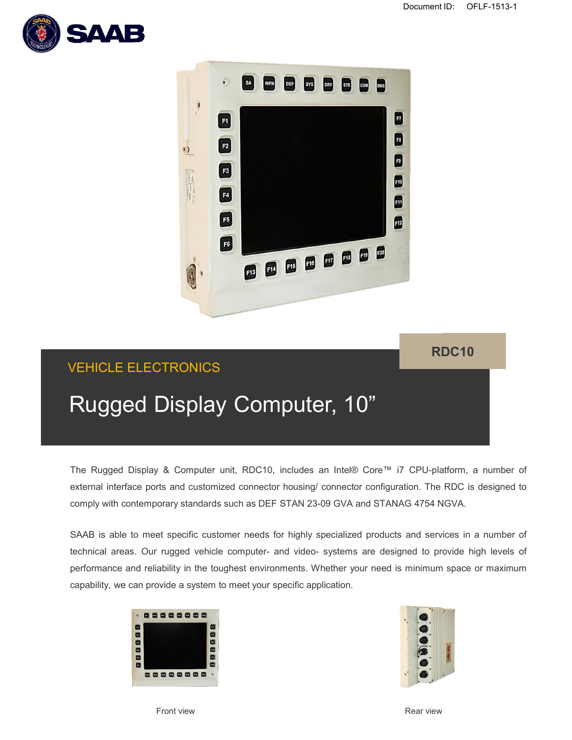Document ID: OFLF-1513-1

RDC10

VEHICLE ELECTRONICS

# Rugged Display Computer, 10”

The Rugged Display & Computer unit, RDC10, includes an Intel® Core™ i7 CPU-platform, a number of external interface ports and customized connector housing/ connector configuration. The RDC is designed to comply with contemporary standards such as DEF STAN 23-09 GVA and STANAG 4754 NGVA.

SAAB is able to meet specific customer needs for highly specialized products and services in a number of technical areas. Our rugged vehicle computer- and video- systems are designed to provide high levels of performance and reliability in the toughest environments. Whether your need is minimum space or maximum capability, we can provide a system to meet your specific application.

Front view

Rear view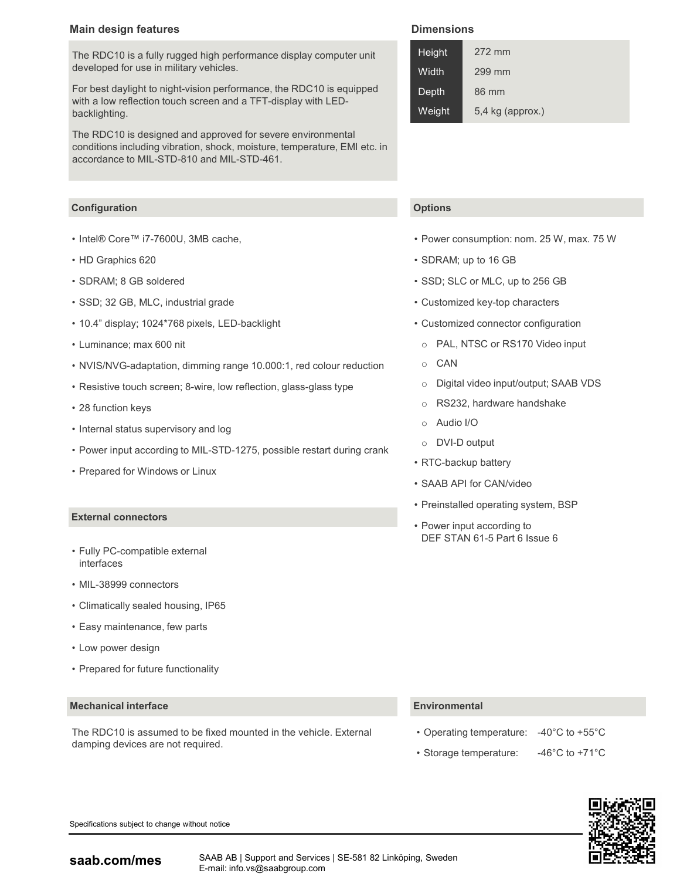## Main design features

The RDC10 is a fully rugged high performance display computer unit developed for use in military vehicles.

For best daylight to night-vision performance, the RDC10 is equipped with a low reflection touch screen and a TFT-display with LED-backlighting.

The RDC10 is designed and approved for severe environmental conditions including vibration, shock, moisture, temperature, EMI etc. in accordance to MIL-STD-810 and MIL-STD-461.

## Dimensions

| | |
|---|---|
| Height | 272 mm |
| Width | 299 mm |
| Depth | 86 mm |
| Weight | 5,4 kg (approx.) |

## Configuration

- Intel® Core™ i7-7600U, 3MB cache,
- HD Graphics 620
- SDRAM; 8 GB soldered
- SSD; 32 GB, MLC, industrial grade
- 10.4” display; 1024*768 pixels, LED-backlight
- Luminance; max 600 nit
- NVIS/NVG-adaptation, dimming range 10.000:1, red colour reduction
- Resistive touch screen; 8-wire, low reflection, glass-glass type
- 28 function keys
- Internal status supervisory and log
- Power input according to MIL-STD-1275, possible restart during crank
- Prepared for Windows or Linux

## External connectors

- Fully PC-compatible external interfaces
- MIL-38999 connectors
- Climatically sealed housing, IP65
- Easy maintenance, few parts
- Low power design
- Prepared for future functionality

## Options

- Power consumption: nom. 25 W, max. 75 W
- SDRAM; up to 16 GB
- SSD; SLC or MLC, up to 256 GB
- Customized key-top characters
- Customized connector configuration
  - PAL, NTSC or RS170 Video input
  - CAN
  - Digital video input/output; SAAB VDS
  - RS232, hardware handshake
  - Audio I/O
  - DVI-D output
- RTC-backup battery
- SAAB API for CAN/video
- Preinstalled operating system, BSP
- Power input according to DEF STAN 61-5 Part 6 Issue 6

## Mechanical interface

The RDC10 is assumed to be fixed mounted in the vehicle. External damping devices are not required.

## Environmental

- Operating temperature: -40°C to +55°C
- Storage temperature: -46°C to +71°C

Specifications subject to change without notice

**saab.com/mes**

SAAB AB | Support and Services | SE-581 82 Linköping, Sweden
E-mail: info.vs@saabgroup.com